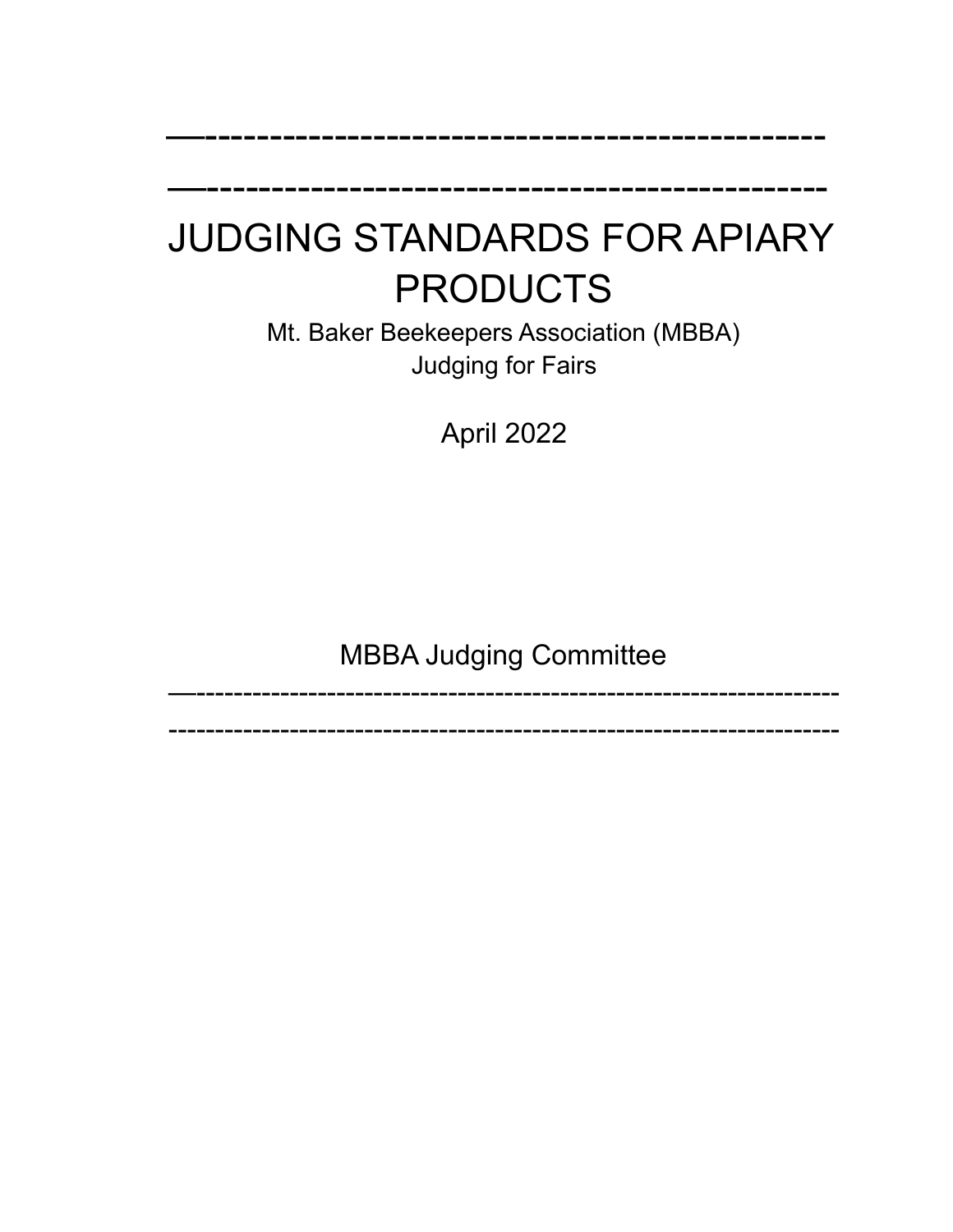—-------------------------------------------------

—-------------------------------------------------

# JUDGING STANDARDS FOR APIARY PRODUCTS

Mt. Baker Beekeepers Association (MBBA)
Judging for Fairs

April 2022

MBBA Judging Committee

—-------------------------------------------------------------------

---------------------------------------------------------------------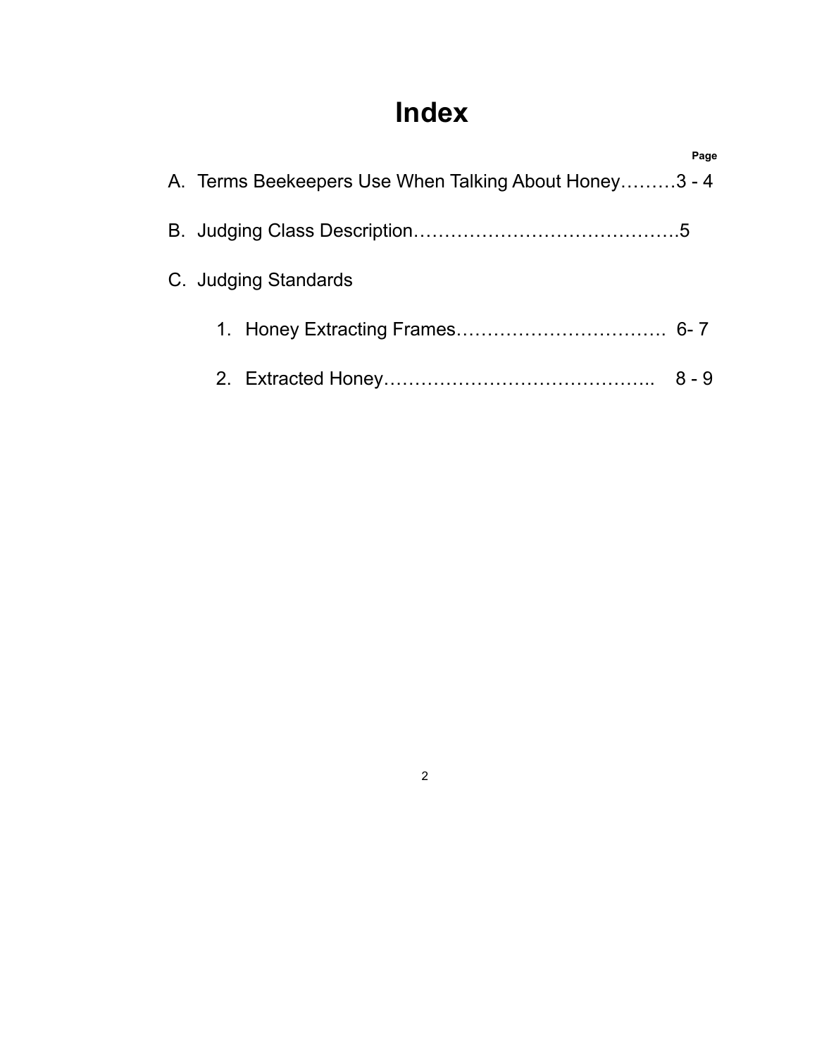# Index

**Page**

A. Terms Beekeepers Use When Talking About Honey………3 - 4

B. Judging Class Description…………………………………….5

C. Judging Standards

   1. Honey Extracting Frames……………………………  6- 7

   2. Extracted Honey……………………………………..   8 - 9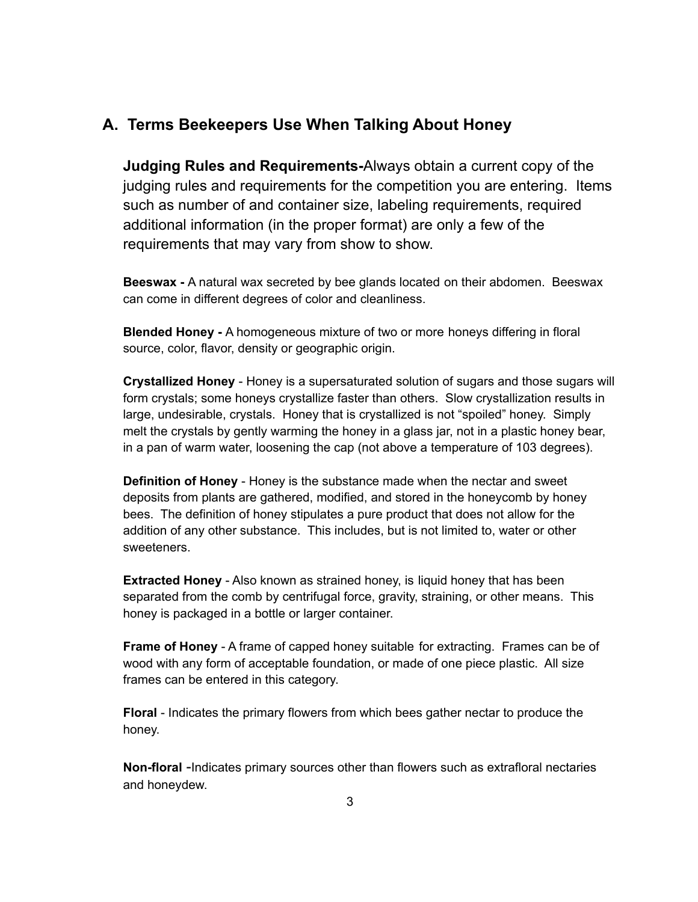## A. Terms Beekeepers Use When Talking About Honey

**Judging Rules and Requirements-**Always obtain a current copy of the judging rules and requirements for the competition you are entering. Items such as number of and container size, labeling requirements, required additional information (in the proper format) are only a few of the requirements that may vary from show to show.

**Beeswax -** A natural wax secreted by bee glands located on their abdomen. Beeswax can come in different degrees of color and cleanliness.

**Blended Honey -** A homogeneous mixture of two or more honeys differing in floral source, color, flavor, density or geographic origin.

**Crystallized Honey** - Honey is a supersaturated solution of sugars and those sugars will form crystals; some honeys crystallize faster than others. Slow crystallization results in large, undesirable, crystals. Honey that is crystallized is not "spoiled" honey. Simply melt the crystals by gently warming the honey in a glass jar, not in a plastic honey bear, in a pan of warm water, loosening the cap (not above a temperature of 103 degrees).

**Definition of Honey** - Honey is the substance made when the nectar and sweet deposits from plants are gathered, modified, and stored in the honeycomb by honey bees. The definition of honey stipulates a pure product that does not allow for the addition of any other substance. This includes, but is not limited to, water or other sweeteners.

**Extracted Honey** - Also known as strained honey, is liquid honey that has been separated from the comb by centrifugal force, gravity, straining, or other means. This honey is packaged in a bottle or larger container.

**Frame of Honey** - A frame of capped honey suitable for extracting. Frames can be of wood with any form of acceptable foundation, or made of one piece plastic. All size frames can be entered in this category.

**Floral** - Indicates the primary flowers from which bees gather nectar to produce the honey.

**Non-floral** -Indicates primary sources other than flowers such as extrafloral nectaries and honeydew.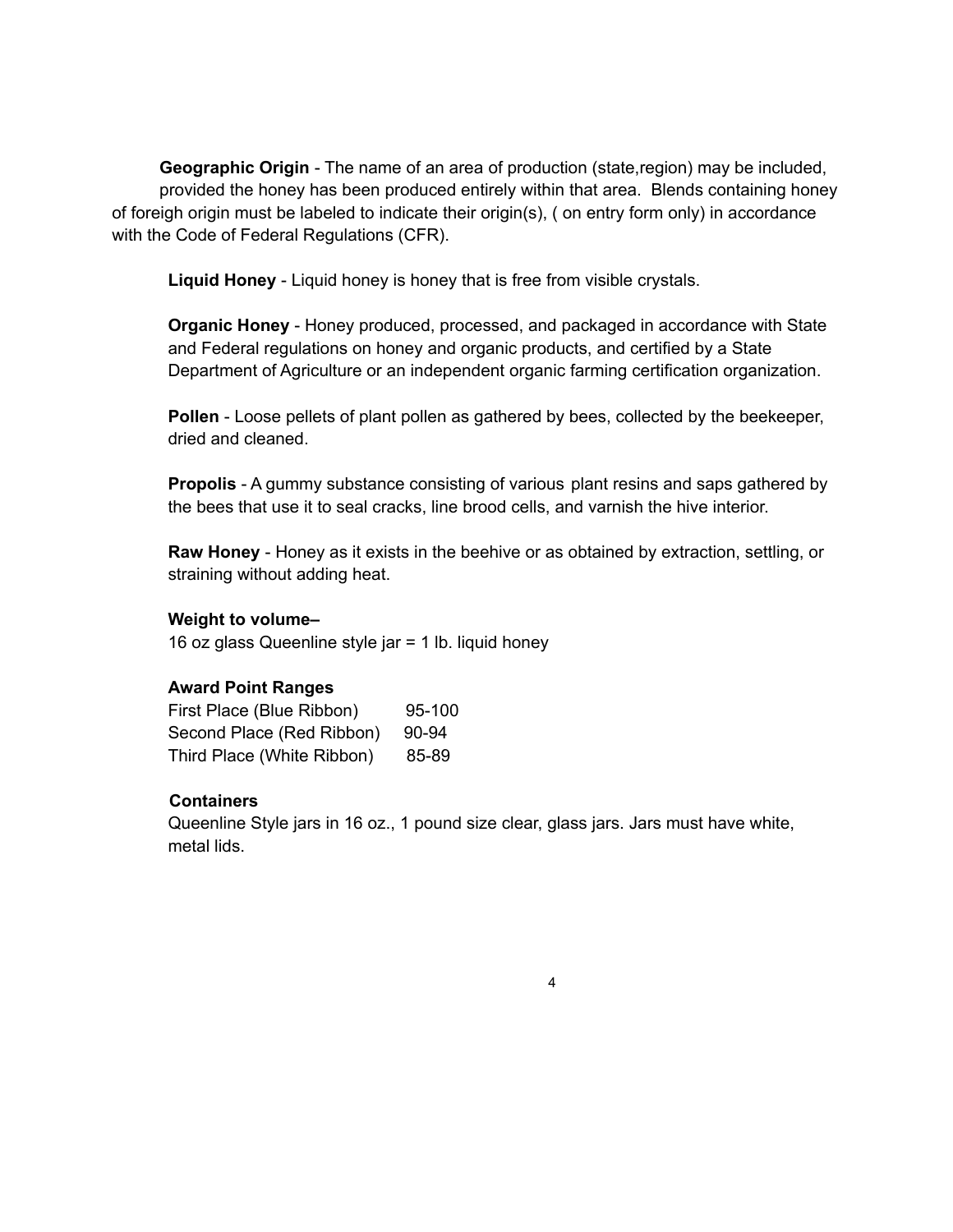**Geographic Origin** - The name of an area of production (state,region) may be included, provided the honey has been produced entirely within that area. Blends containing honey of foreigh origin must be labeled to indicate their origin(s), ( on entry form only) in accordance with the Code of Federal Regulations (CFR).

**Liquid Honey** - Liquid honey is honey that is free from visible crystals.

**Organic Honey** - Honey produced, processed, and packaged in accordance with State and Federal regulations on honey and organic products, and certified by a State Department of Agriculture or an independent organic farming certification organization.

**Pollen** - Loose pellets of plant pollen as gathered by bees, collected by the beekeeper, dried and cleaned.

**Propolis** - A gummy substance consisting of various plant resins and saps gathered by the bees that use it to seal cracks, line brood cells, and varnish the hive interior.

**Raw Honey** - Honey as it exists in the beehive or as obtained by extraction, settling, or straining without adding heat.

**Weight to volume–**

16 oz glass Queenline style jar = 1 lb. liquid honey

**Award Point Ranges**

| | |
|---|---|
| First Place (Blue Ribbon) | 95-100 |
| Second Place (Red Ribbon) | 90-94 |
| Third Place (White Ribbon) | 85-89 |

**Containers**

Queenline Style jars in 16 oz., 1 pound size clear, glass jars. Jars must have white, metal lids.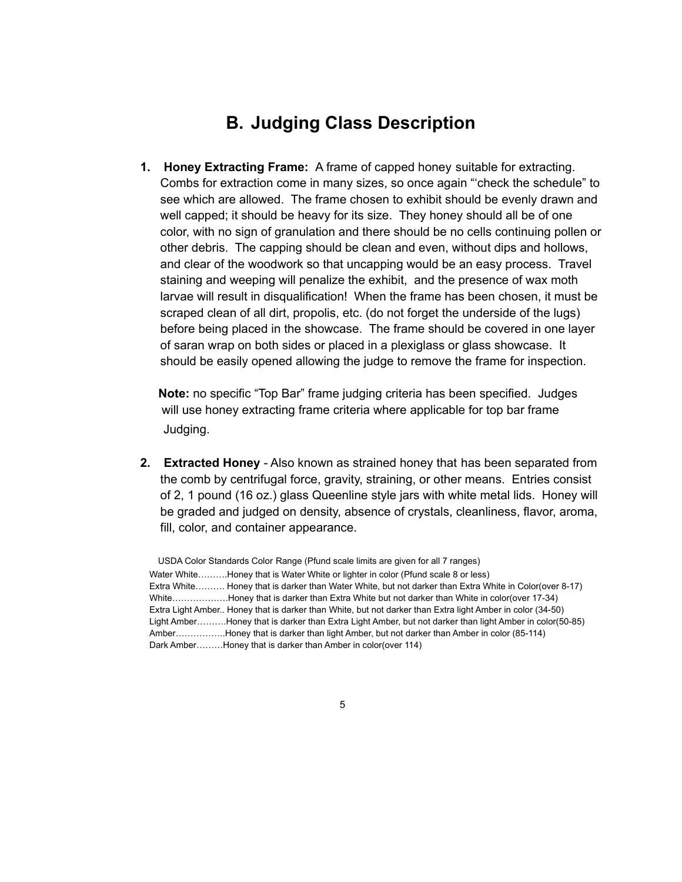## B. Judging Class Description

1. **Honey Extracting Frame:** A frame of capped honey suitable for extracting. Combs for extraction come in many sizes, so once again "'check the schedule" to see which are allowed. The frame chosen to exhibit should be evenly drawn and well capped; it should be heavy for its size. They honey should all be of one color, with no sign of granulation and there should be no cells continuing pollen or other debris. The capping should be clean and even, without dips and hollows, and clear of the woodwork so that uncapping would be an easy process. Travel staining and weeping will penalize the exhibit, and the presence of wax moth larvae will result in disqualification! When the frame has been chosen, it must be scraped clean of all dirt, propolis, etc. (do not forget the underside of the lugs) before being placed in the showcase. The frame should be covered in one layer of saran wrap on both sides or placed in a plexiglass or glass showcase. It should be easily opened allowing the judge to remove the frame for inspection.

   **Note:** no specific "Top Bar" frame judging criteria has been specified. Judges will use honey extracting frame criteria where applicable for top bar frame Judging.

2. **Extracted Honey** - Also known as strained honey that has been separated from the comb by centrifugal force, gravity, straining, or other means. Entries consist of 2, 1 pound (16 oz.) glass Queenline style jars with white metal lids. Honey will be graded and judged on density, absence of crystals, cleanliness, flavor, aroma, fill, color, and container appearance.

USDA Color Standards Color Range (Pfund scale limits are given for all 7 ranges)

Water White……….Honey that is Water White or lighter in color (Pfund scale 8 or less)
Extra White………. Honey that is darker than Water White, but not darker than Extra White in Color(over 8-17)
White……………….Honey that is darker than Extra White but not darker than White in color(over 17-34)
Extra Light Amber.. Honey that is darker than White, but not darker than Extra light Amber in color (34-50)
Light Amber……….Honey that is darker than Extra Light Amber, but not darker than light Amber in color(50-85)
Amber……………..Honey that is darker than light Amber, but not darker than Amber in color (85-114)
Dark Amber………Honey that is darker than Amber in color(over 114)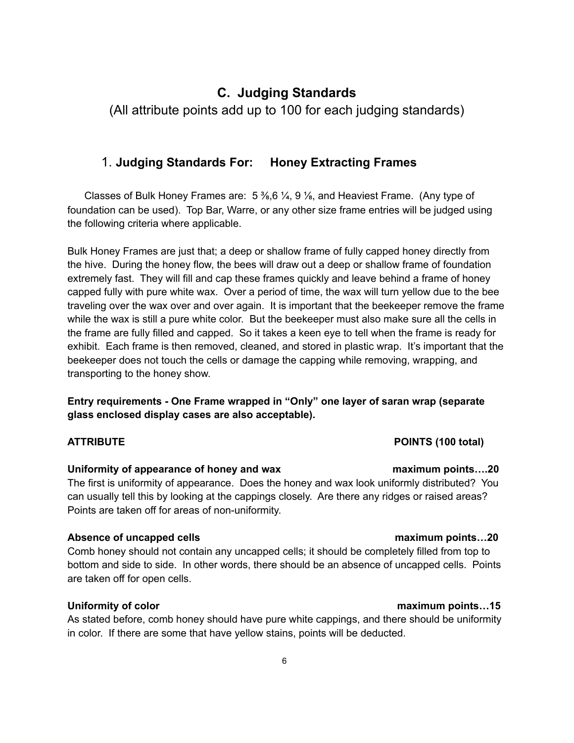## C. Judging Standards

(All attribute points add up to 100 for each judging standards)

### 1. **Judging Standards For: Honey Extracting Frames**

Classes of Bulk Honey Frames are: 5 ⅜,6 ¼, 9 ⅛, and Heaviest Frame. (Any type of foundation can be used). Top Bar, Warre, or any other size frame entries will be judged using the following criteria where applicable.

Bulk Honey Frames are just that; a deep or shallow frame of fully capped honey directly from the hive. During the honey flow, the bees will draw out a deep or shallow frame of foundation extremely fast. They will fill and cap these frames quickly and leave behind a frame of honey capped fully with pure white wax. Over a period of time, the wax will turn yellow due to the bee traveling over the wax over and over again. It is important that the beekeeper remove the frame while the wax is still a pure white color. But the beekeeper must also make sure all the cells in the frame are fully filled and capped. So it takes a keen eye to tell when the frame is ready for exhibit. Each frame is then removed, cleaned, and stored in plastic wrap. It's important that the beekeeper does not touch the cells or damage the capping while removing, wrapping, and transporting to the honey show.

**Entry requirements - One Frame wrapped in "Only" one layer of saran wrap (separate glass enclosed display cases are also acceptable).**

**ATTRIBUTE** **POINTS (100 total)**

**Uniformity of appearance of honey and wax** **maximum points….20**

The first is uniformity of appearance. Does the honey and wax look uniformly distributed? You can usually tell this by looking at the cappings closely. Are there any ridges or raised areas? Points are taken off for areas of non-uniformity.

**Absence of uncapped cells** **maximum points…20**

Comb honey should not contain any uncapped cells; it should be completely filled from top to bottom and side to side. In other words, there should be an absence of uncapped cells. Points are taken off for open cells.

**Uniformity of color** **maximum points…15**

As stated before, comb honey should have pure white cappings, and there should be uniformity in color. If there are some that have yellow stains, points will be deducted.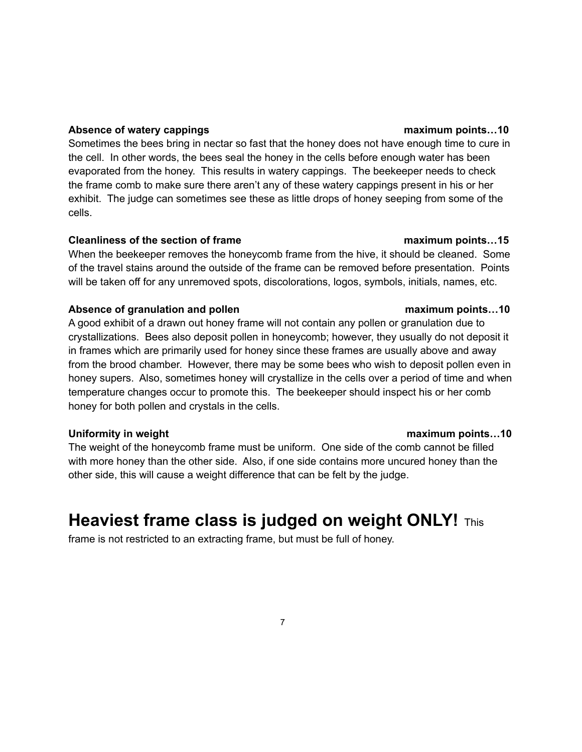**Absence of watery cappings** **maximum points…10**

Sometimes the bees bring in nectar so fast that the honey does not have enough time to cure in the cell. In other words, the bees seal the honey in the cells before enough water has been evaporated from the honey. This results in watery cappings. The beekeeper needs to check the frame comb to make sure there aren't any of these watery cappings present in his or her exhibit. The judge can sometimes see these as little drops of honey seeping from some of the cells.

**Cleanliness of the section of frame** **maximum points…15**

When the beekeeper removes the honeycomb frame from the hive, it should be cleaned. Some of the travel stains around the outside of the frame can be removed before presentation. Points will be taken off for any unremoved spots, discolorations, logos, symbols, initials, names, etc.

**Absence of granulation and pollen** **maximum points…10**

A good exhibit of a drawn out honey frame will not contain any pollen or granulation due to crystallizations. Bees also deposit pollen in honeycomb; however, they usually do not deposit it in frames which are primarily used for honey since these frames are usually above and away from the brood chamber. However, there may be some bees who wish to deposit pollen even in honey supers. Also, sometimes honey will crystallize in the cells over a period of time and when temperature changes occur to promote this. The beekeeper should inspect his or her comb honey for both pollen and crystals in the cells.

**Uniformity in weight** **maximum points…10**

The weight of the honeycomb frame must be uniform. One side of the comb cannot be filled with more honey than the other side. Also, if one side contains more uncured honey than the other side, this will cause a weight difference that can be felt by the judge.

## Heaviest frame class is judged on weight ONLY!

This frame is not restricted to an extracting frame, but must be full of honey.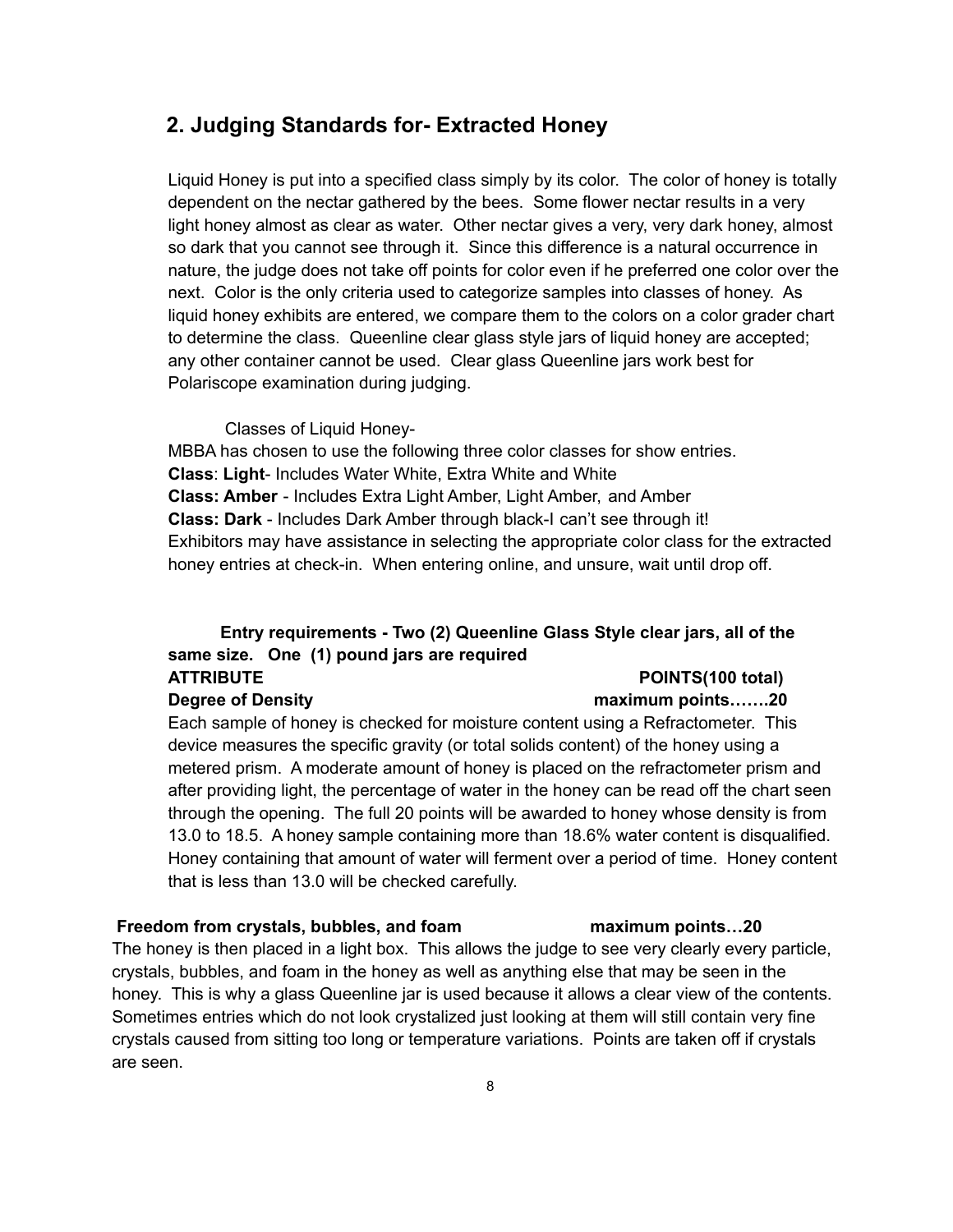## 2. Judging Standards for- Extracted Honey

Liquid Honey is put into a specified class simply by its color. The color of honey is totally dependent on the nectar gathered by the bees. Some flower nectar results in a very light honey almost as clear as water. Other nectar gives a very, very dark honey, almost so dark that you cannot see through it. Since this difference is a natural occurrence in nature, the judge does not take off points for color even if he preferred one color over the next. Color is the only criteria used to categorize samples into classes of honey. As liquid honey exhibits are entered, we compare them to the colors on a color grader chart to determine the class. Queenline clear glass style jars of liquid honey are accepted; any other container cannot be used. Clear glass Queenline jars work best for Polariscope examination during judging.

Classes of Liquid Honey-

MBBA has chosen to use the following three color classes for show entries.

**Class**: **Light**- Includes Water White, Extra White and White

**Class: Amber** - Includes Extra Light Amber, Light Amber, and Amber

**Class: Dark** - Includes Dark Amber through black-I can't see through it!

Exhibitors may have assistance in selecting the appropriate color class for the extracted honey entries at check-in. When entering online, and unsure, wait until drop off.

**Entry requirements - Two (2) Queenline Glass Style clear jars, all of the same size. One (1) pound jars are required**

**ATTRIBUTE** **POINTS(100 total)**

**Degree of Density** **maximum points…….20**

Each sample of honey is checked for moisture content using a Refractometer. This device measures the specific gravity (or total solids content) of the honey using a metered prism. A moderate amount of honey is placed on the refractometer prism and after providing light, the percentage of water in the honey can be read off the chart seen through the opening. The full 20 points will be awarded to honey whose density is from 13.0 to 18.5. A honey sample containing more than 18.6% water content is disqualified. Honey containing that amount of water will ferment over a period of time. Honey content that is less than 13.0 will be checked carefully.

**Freedom from crystals, bubbles, and foam** **maximum points…20**

The honey is then placed in a light box. This allows the judge to see very clearly every particle, crystals, bubbles, and foam in the honey as well as anything else that may be seen in the honey. This is why a glass Queenline jar is used because it allows a clear view of the contents. Sometimes entries which do not look crystalized just looking at them will still contain very fine crystals caused from sitting too long or temperature variations. Points are taken off if crystals are seen.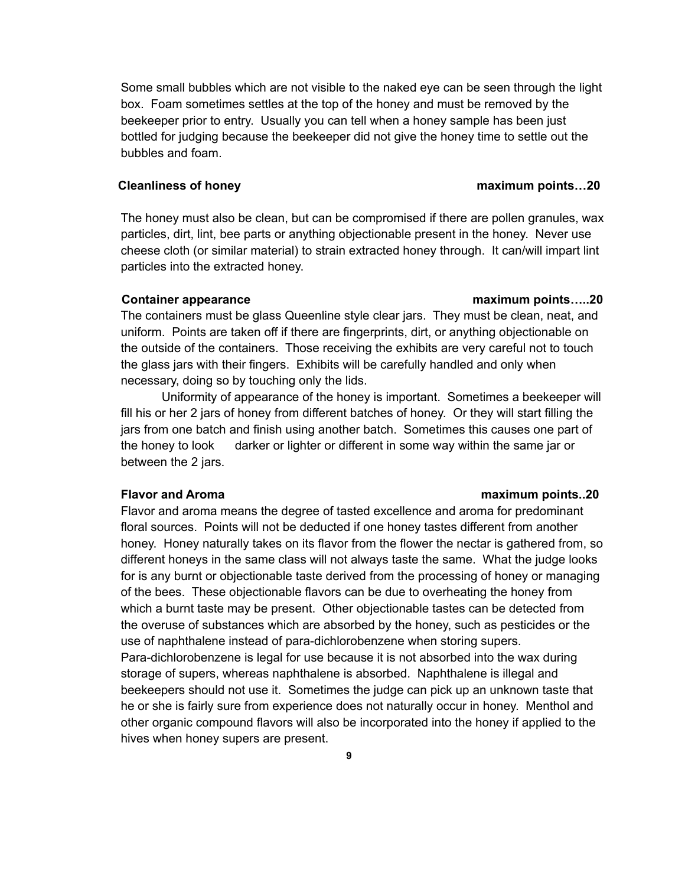Some small bubbles which are not visible to the naked eye can be seen through the light box. Foam sometimes settles at the top of the honey and must be removed by the beekeeper prior to entry. Usually you can tell when a honey sample has been just bottled for judging because the beekeeper did not give the honey time to settle out the bubbles and foam.

**Cleanliness of honey** **maximum points…20**

The honey must also be clean, but can be compromised if there are pollen granules, wax particles, dirt, lint, bee parts or anything objectionable present in the honey. Never use cheese cloth (or similar material) to strain extracted honey through. It can/will impart lint particles into the extracted honey.

**Container appearance** **maximum points…..20**

The containers must be glass Queenline style clear jars. They must be clean, neat, and uniform. Points are taken off if there are fingerprints, dirt, or anything objectionable on the outside of the containers. Those receiving the exhibits are very careful not to touch the glass jars with their fingers. Exhibits will be carefully handled and only when necessary, doing so by touching only the lids.

Uniformity of appearance of the honey is important. Sometimes a beekeeper will fill his or her 2 jars of honey from different batches of honey. Or they will start filling the jars from one batch and finish using another batch. Sometimes this causes one part of the honey to look darker or lighter or different in some way within the same jar or between the 2 jars.

**Flavor and Aroma** **maximum points..20**

Flavor and aroma means the degree of tasted excellence and aroma for predominant floral sources. Points will not be deducted if one honey tastes different from another honey. Honey naturally takes on its flavor from the flower the nectar is gathered from, so different honeys in the same class will not always taste the same. What the judge looks for is any burnt or objectionable taste derived from the processing of honey or managing of the bees. These objectionable flavors can be due to overheating the honey from which a burnt taste may be present. Other objectionable tastes can be detected from the overuse of substances which are absorbed by the honey, such as pesticides or the use of naphthalene instead of para-dichlorobenzene when storing supers. Para-dichlorobenzene is legal for use because it is not absorbed into the wax during storage of supers, whereas naphthalene is absorbed. Naphthalene is illegal and beekeepers should not use it. Sometimes the judge can pick up an unknown taste that he or she is fairly sure from experience does not naturally occur in honey. Menthol and other organic compound flavors will also be incorporated into the honey if applied to the hives when honey supers are present.